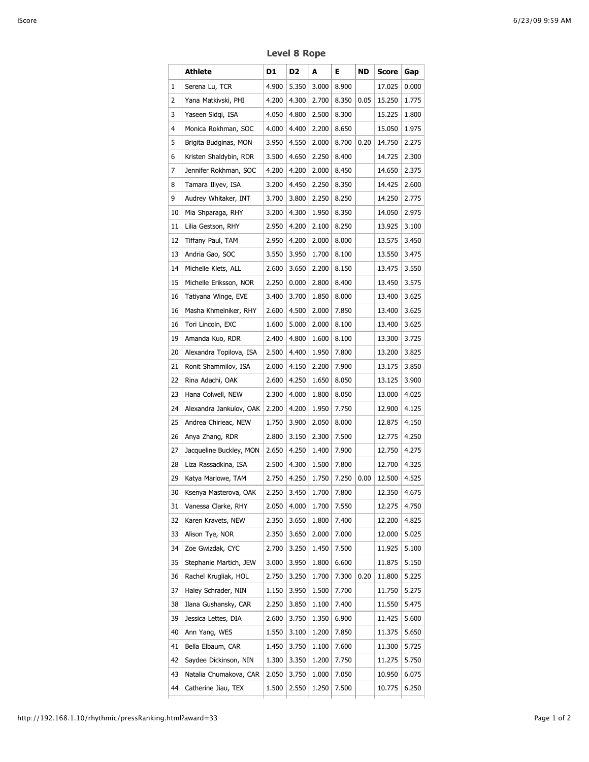## Level 8 Rope

| | Athlete | D1 | D2 | A | E | ND | Score | Gap |
|---|---|---|---|---|---|---|---|---|
| 1 | Serena Lu, TCR | 4.900 | 5.350 | 3.000 | 8.900 | | 17.025 | 0.000 |
| 2 | Yana Matkivski, PHI | 4.200 | 4.300 | 2.700 | 8.350 | 0.05 | 15.250 | 1.775 |
| 3 | Yaseen Sidqi, ISA | 4.050 | 4.800 | 2.500 | 8.300 | | 15.225 | 1.800 |
| 4 | Monica Rokhman, SOC | 4.000 | 4.400 | 2.200 | 8.650 | | 15.050 | 1.975 |
| 5 | Brigita Budginas, MON | 3.950 | 4.550 | 2.000 | 8.700 | 0.20 | 14.750 | 2.275 |
| 6 | Kristen Shaldybin, RDR | 3.500 | 4.650 | 2.250 | 8.400 | | 14.725 | 2.300 |
| 7 | Jennifer Rokhman, SOC | 4.200 | 4.200 | 2.000 | 8.450 | | 14.650 | 2.375 |
| 8 | Tamara Iliyev, ISA | 3.200 | 4.450 | 2.250 | 8.350 | | 14.425 | 2.600 |
| 9 | Audrey Whitaker, INT | 3.700 | 3.800 | 2.250 | 8.250 | | 14.250 | 2.775 |
| 10 | Mia Shparaga, RHY | 3.200 | 4.300 | 1.950 | 8.350 | | 14.050 | 2.975 |
| 11 | Lilia Gestson, RHY | 2.950 | 4.200 | 2.100 | 8.250 | | 13.925 | 3.100 |
| 12 | Tiffany Paul, TAM | 2.950 | 4.200 | 2.000 | 8.000 | | 13.575 | 3.450 |
| 13 | Andria Gao, SOC | 3.550 | 3.950 | 1.700 | 8.100 | | 13.550 | 3.475 |
| 14 | Michelle Klets, ALL | 2.600 | 3.650 | 2.200 | 8.150 | | 13.475 | 3.550 |
| 15 | Michelle Eriksson, NOR | 2.250 | 0.000 | 2.800 | 8.400 | | 13.450 | 3.575 |
| 16 | Tatiyana Winge, EVE | 3.400 | 3.700 | 1.850 | 8.000 | | 13.400 | 3.625 |
| 16 | Masha Khmelniker, RHY | 2.600 | 4.500 | 2.000 | 7.850 | | 13.400 | 3.625 |
| 16 | Tori Lincoln, EXC | 1.600 | 5.000 | 2.000 | 8.100 | | 13.400 | 3.625 |
| 19 | Amanda Kuo, RDR | 2.400 | 4.800 | 1.600 | 8.100 | | 13.300 | 3.725 |
| 20 | Alexandra Topilova, ISA | 2.500 | 4.400 | 1.950 | 7.800 | | 13.200 | 3.825 |
| 21 | Ronit Shammilov, ISA | 2.000 | 4.150 | 2.200 | 7.900 | | 13.175 | 3.850 |
| 22 | Rina Adachi, OAK | 2.600 | 4.250 | 1.650 | 8.050 | | 13.125 | 3.900 |
| 23 | Hana Colwell, NEW | 2.300 | 4.000 | 1.800 | 8.050 | | 13.000 | 4.025 |
| 24 | Alexandra Jankulov, OAK | 2.200 | 4.200 | 1.950 | 7.750 | | 12.900 | 4.125 |
| 25 | Andrea Chirieac, NEW | 1.750 | 3.900 | 2.050 | 8.000 | | 12.875 | 4.150 |
| 26 | Anya Zhang, RDR | 2.800 | 3.150 | 2.300 | 7.500 | | 12.775 | 4.250 |
| 27 | Jacqueline Buckley, MON | 2.650 | 4.250 | 1.400 | 7.900 | | 12.750 | 4.275 |
| 28 | Liza Rassadkina, ISA | 2.500 | 4.300 | 1.500 | 7.800 | | 12.700 | 4.325 |
| 29 | Katya Marlowe, TAM | 2.750 | 4.250 | 1.750 | 7.250 | 0.00 | 12.500 | 4.525 |
| 30 | Ksenya Masterova, OAK | 2.250 | 3.450 | 1.700 | 7.800 | | 12.350 | 4.675 |
| 31 | Vanessa Clarke, RHY | 2.050 | 4.000 | 1.700 | 7.550 | | 12.275 | 4.750 |
| 32 | Karen Kravets, NEW | 2.350 | 3.650 | 1.800 | 7.400 | | 12.200 | 4.825 |
| 33 | Alison Tye, NOR | 2.350 | 3.650 | 2.000 | 7.000 | | 12.000 | 5.025 |
| 34 | Zoe Gwizdak, CYC | 2.700 | 3.250 | 1.450 | 7.500 | | 11.925 | 5.100 |
| 35 | Stephanie Martich, JEW | 3.000 | 3.950 | 1.800 | 6.600 | | 11.875 | 5.150 |
| 36 | Rachel Krugliak, HOL | 2.750 | 3.250 | 1.700 | 7.300 | 0.20 | 11.800 | 5.225 |
| 37 | Haley Schrader, NIN | 1.150 | 3.950 | 1.500 | 7.700 | | 11.750 | 5.275 |
| 38 | Ilana Gushansky, CAR | 2.250 | 3.850 | 1.100 | 7.400 | | 11.550 | 5.475 |
| 39 | Jessica Lettes, DIA | 2.600 | 3.750 | 1.350 | 6.900 | | 11.425 | 5.600 |
| 40 | Ann Yang, WES | 1.550 | 3.100 | 1.200 | 7.850 | | 11.375 | 5.650 |
| 41 | Bella Elbaum, CAR | 1.450 | 3.750 | 1.100 | 7.600 | | 11.300 | 5.725 |
| 42 | Saydee Dickinson, NIN | 1.300 | 3.350 | 1.200 | 7.750 | | 11.275 | 5.750 |
| 43 | Natalia Chumakova, CAR | 2.050 | 3.750 | 1.000 | 7.050 | | 10.950 | 6.075 |
| 44 | Catherine Jiau, TEX | 1.500 | 2.550 | 1.250 | 7.500 | | 10.775 | 6.250 |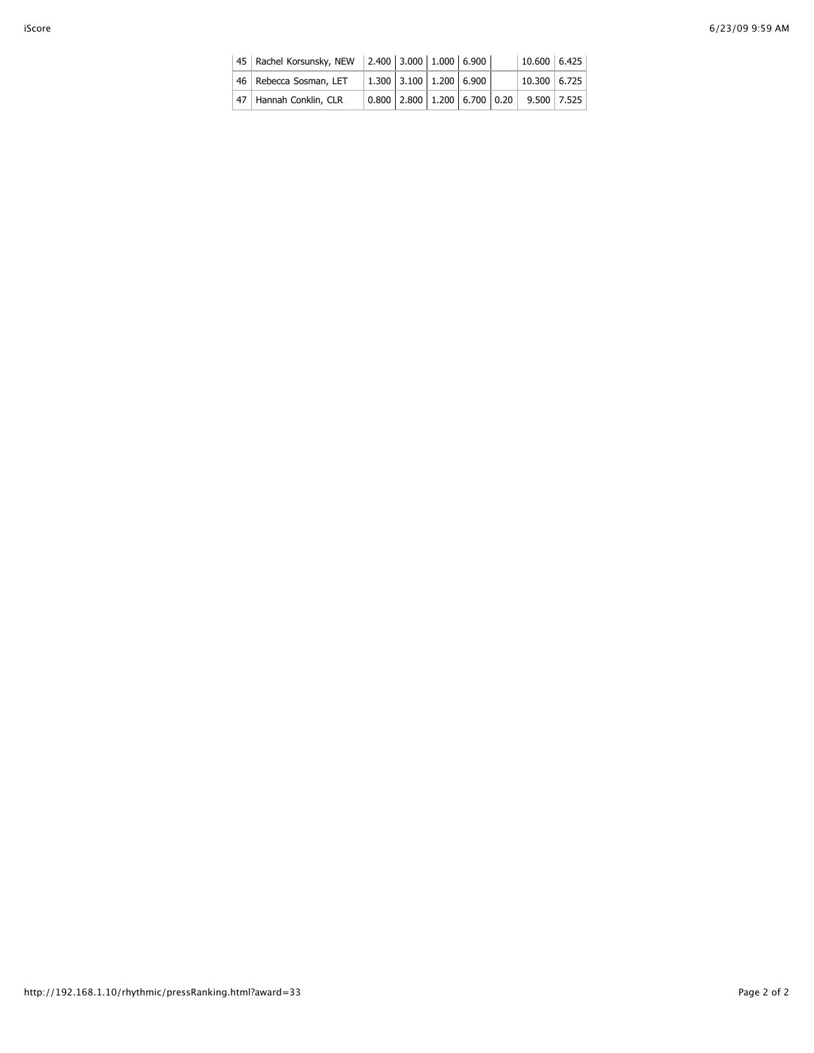| | | | | | | | | |
|---|---|---|---|---|---|---|---|---|
| 45 | Rachel Korsunsky, NEW | 2.400 | 3.000 | 1.000 | 6.900 | | 10.600 | 6.425 |
| 46 | Rebecca Sosman, LET | 1.300 | 3.100 | 1.200 | 6.900 | | 10.300 | 6.725 |
| 47 | Hannah Conklin, CLR | 0.800 | 2.800 | 1.200 | 6.700 | 0.20 | 9.500 | 7.525 |